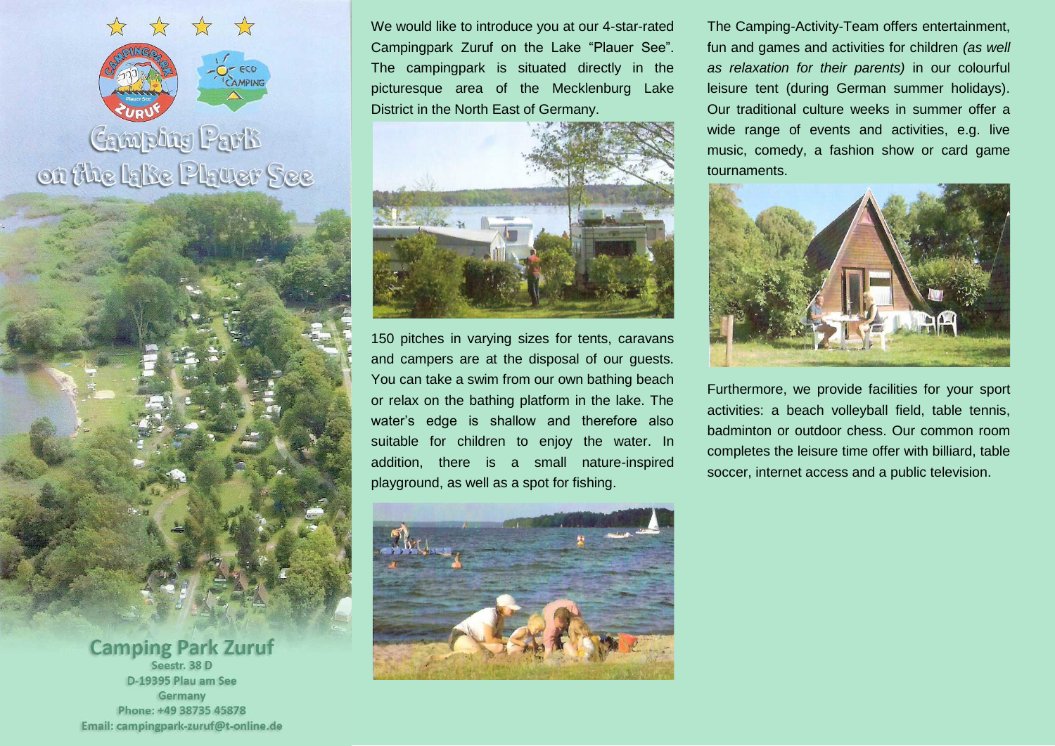# Camping Park on the lake Plauer See

We would like to introduce you at our 4-star-rated Campingpark Zuruf on the Lake "Plauer See". The campingpark is situated directly in the picturesque area of the Mecklenburg Lake District in the North East of Germany.

150 pitches in varying sizes for tents, caravans and campers are at the disposal of our guests. You can take a swim from our own bathing beach or relax on the bathing platform in the lake. The water's edge is shallow and therefore also suitable for children to enjoy the water. In addition, there is a small nature-inspired playground, as well as a spot for fishing.

The Camping-Activity-Team offers entertainment, fun and games and activities for children *(as well as relaxation for their parents)* in our colourful leisure tent (during German summer holidays). Our traditional culture weeks in summer offer a wide range of events and activities, e.g. live music, comedy, a fashion show or card game tournaments.

Furthermore, we provide facilities for your sport activities: a beach volleyball field, table tennis, badminton or outdoor chess. Our common room completes the leisure time offer with billiard, table soccer, internet access and a public television.

## Camping Park Zuruf

**Seestr. 38 D**
**D-19395 Plau am See**
**Germany**
**Phone: +49 38735 45878**
**Email: campingpark-zuruf@t-online.de**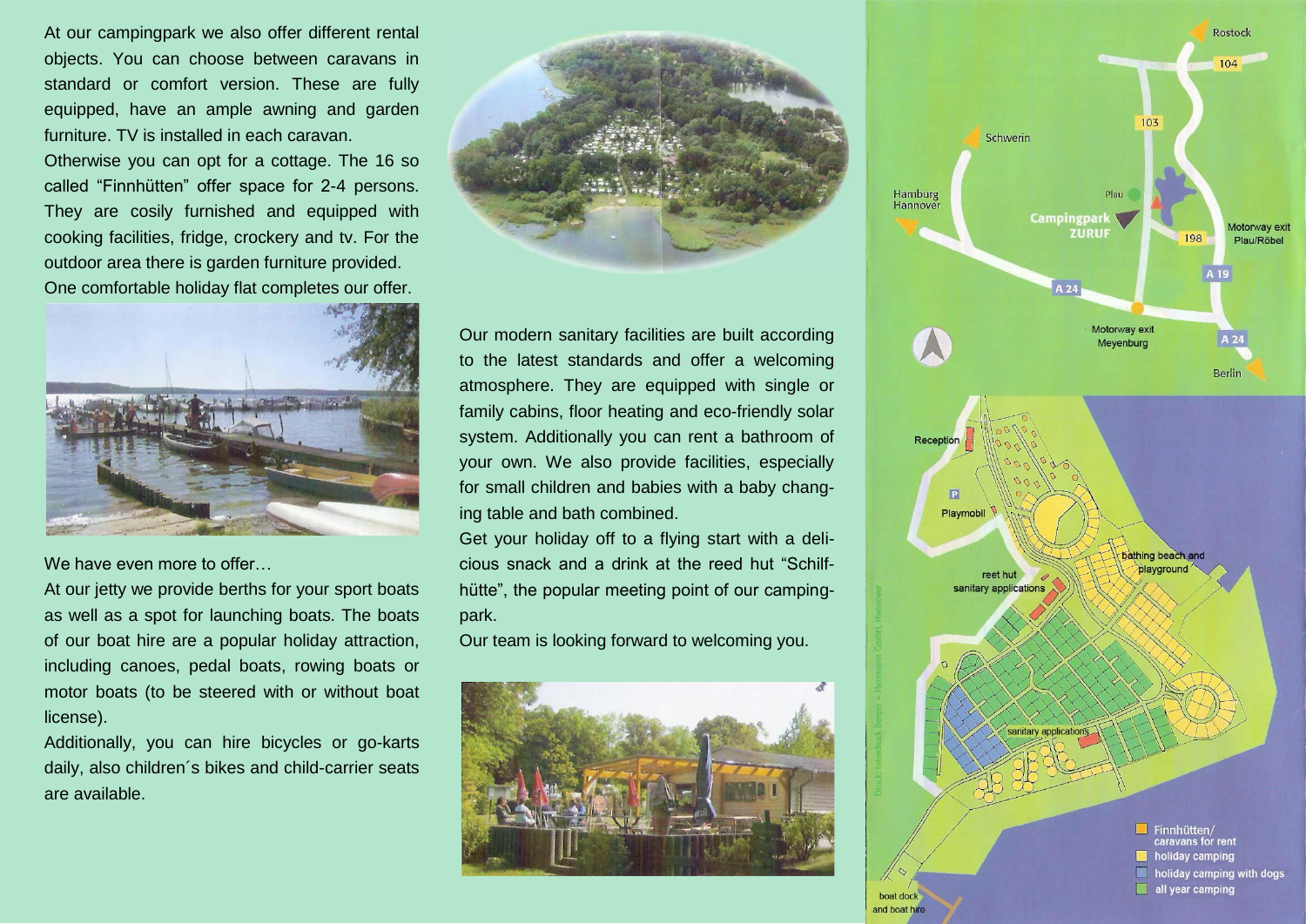At our campingpark we also offer different rental objects. You can choose between caravans in standard or comfort version. These are fully equipped, have an ample awning and garden furniture. TV is installed in each caravan.

Otherwise you can opt for a cottage. The 16 so called “Finnhütten” offer space for 2-4 persons. They are cosily furnished and equipped with cooking facilities, fridge, crockery and tv. For the outdoor area there is garden furniture provided.

One comfortable holiday flat completes our offer.

We have even more to offer…

At our jetty we provide berths for your sport boats as well as a spot for launching boats. The boats of our boat hire are a popular holiday attraction, including canoes, pedal boats, rowing boats or motor boats (to be steered with or without boat license).

Additionally, you can hire bicycles or go-karts daily, also children´s bikes and child-carrier seats are available.

Our modern sanitary facilities are built according to the latest standards and offer a welcoming atmosphere. They are equipped with single or family cabins, floor heating and eco-friendly solar system. Additionally you can rent a bathroom of your own. We also provide facilities, especially for small children and babies with a baby changing table and bath combined.

Get your holiday off to a flying start with a delicious snack and a drink at the reed hut “Schilfhütte”, the popular meeting point of our campingpark.

Our team is looking forward to welcoming you.

Rostock
104
103
Schwerin
Hamburg
Hannover
Plau
Campingpark
ZURUF
198
Motorway exit
Plau/Röbel
A 19
A 24
Motorway exit
Meyenburg
A 24
Berlin

Reception
P
Playmobil
reet hut
sanitary applications
bathing beach and playground
sanitary applications
boat dock
and boat hire

Finnhütten/
caravans for rent
holiday camping
holiday camping with dogs
all year camping